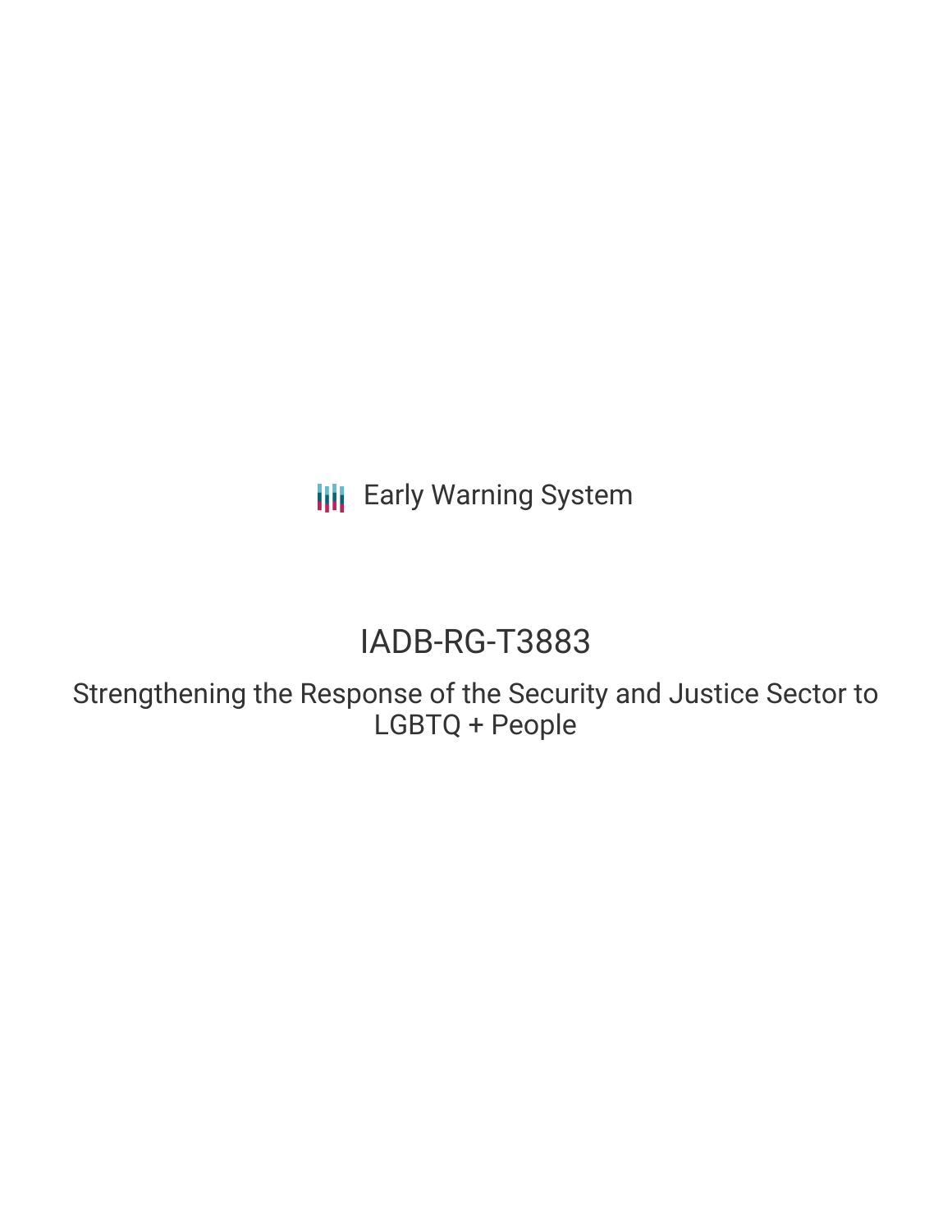Early Warning System

# IADB-RG-T3883

Strengthening the Response of the Security and Justice Sector to LGBTQ + People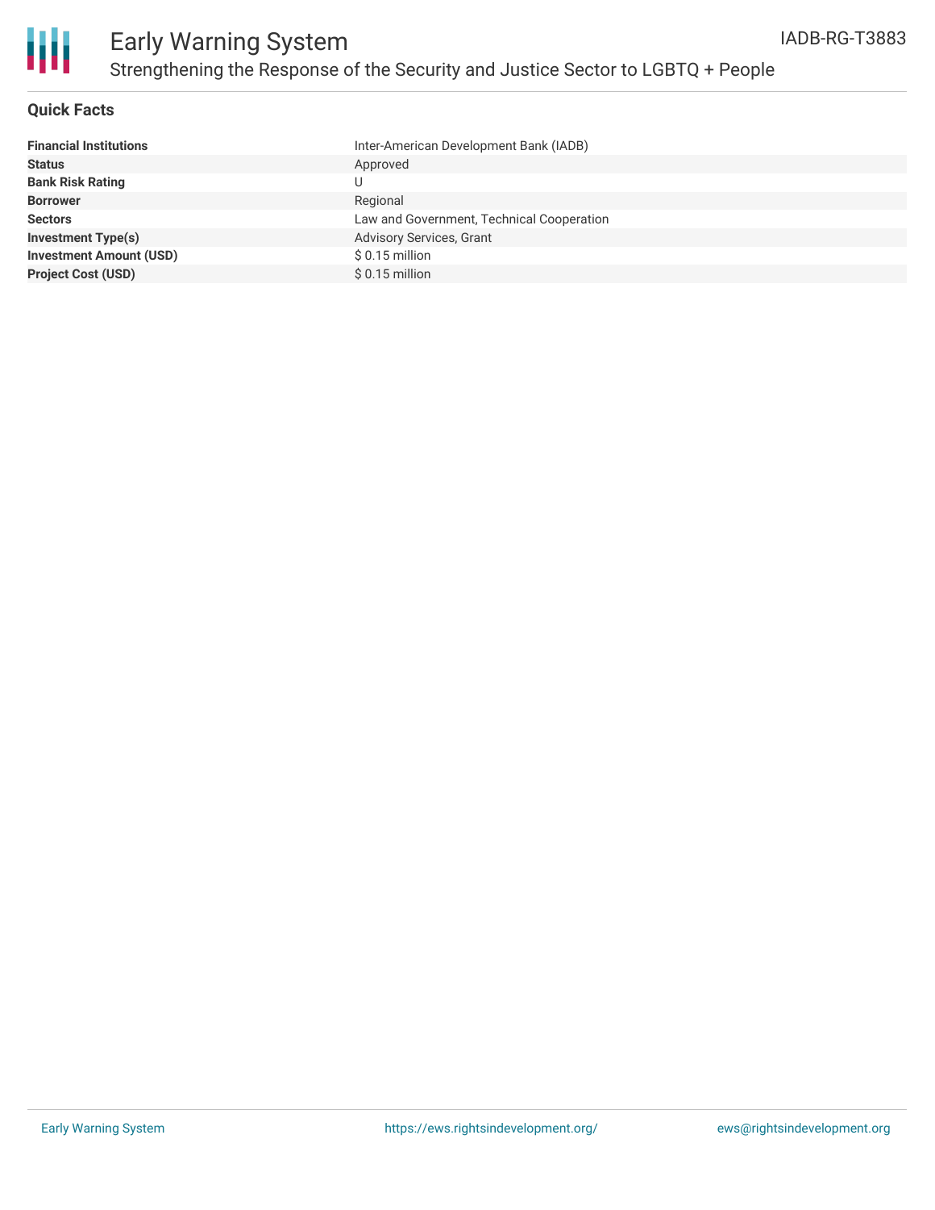# Early Warning System

## Strengthening the Response of the Security and Justice Sector to LGBTQ + People

IADB-RG-T3883

### Quick Facts

| | |
|---|---|
| **Financial Institutions** | Inter-American Development Bank (IADB) |
| **Status** | Approved |
| **Bank Risk Rating** | U |
| **Borrower** | Regional |
| **Sectors** | Law and Government, Technical Cooperation |
| **Investment Type(s)** | Advisory Services, Grant |
| **Investment Amount (USD)** | $ 0.15 million |
| **Project Cost (USD)** | $ 0.15 million |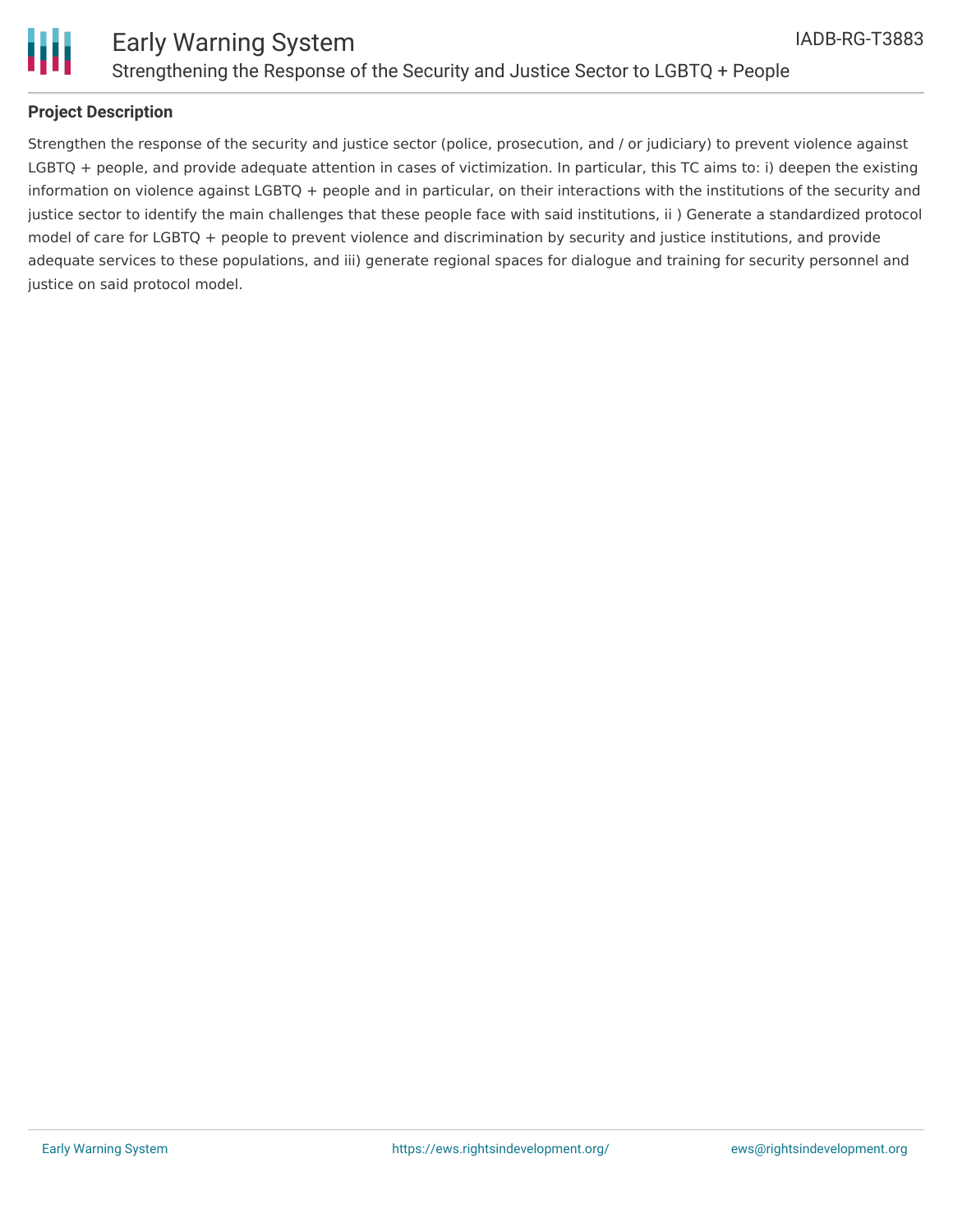## Project Description

Strengthen the response of the security and justice sector (police, prosecution, and / or judiciary) to prevent violence against LGBTQ + people, and provide adequate attention in cases of victimization. In particular, this TC aims to: i) deepen the existing information on violence against LGBTQ + people and in particular, on their interactions with the institutions of the security and justice sector to identify the main challenges that these people face with said institutions, ii ) Generate a standardized protocol model of care for LGBTQ + people to prevent violence and discrimination by security and justice institutions, and provide adequate services to these populations, and iii) generate regional spaces for dialogue and training for security personnel and justice on said protocol model.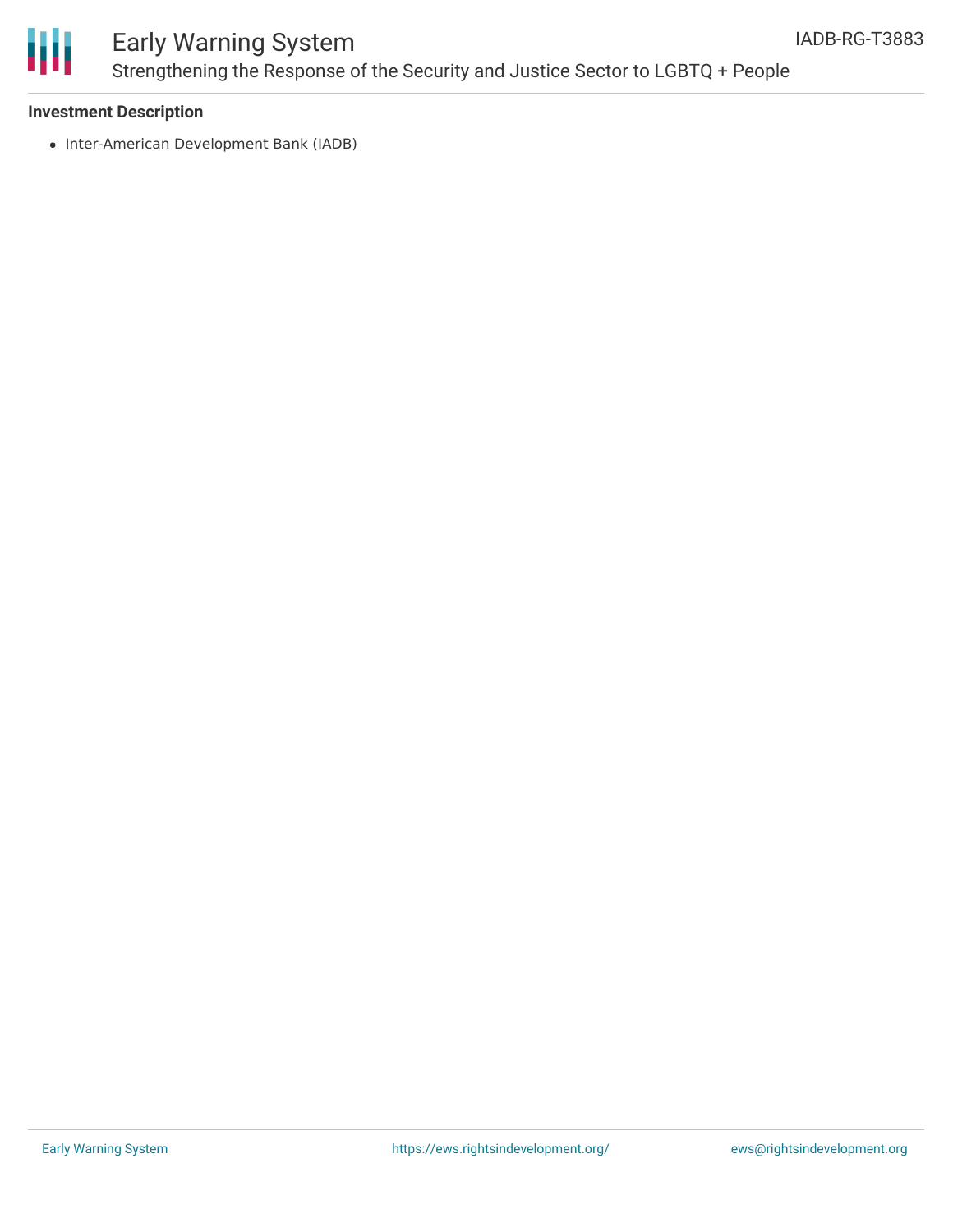**Investment Description**

- Inter-American Development Bank (IADB)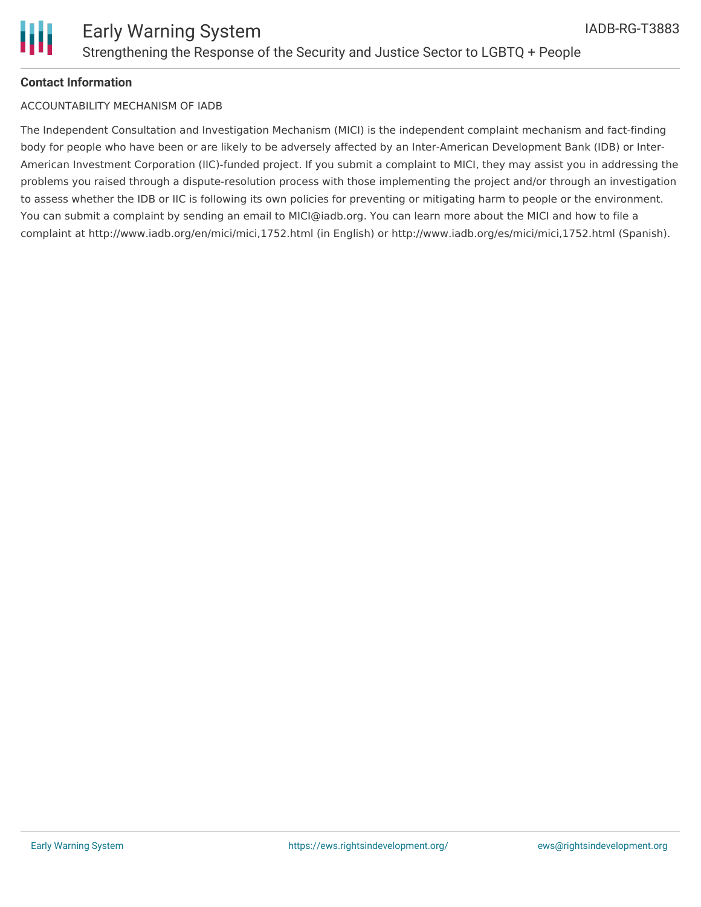**Contact Information**

ACCOUNTABILITY MECHANISM OF IADB

The Independent Consultation and Investigation Mechanism (MICI) is the independent complaint mechanism and fact-finding body for people who have been or are likely to be adversely affected by an Inter-American Development Bank (IDB) or Inter-American Investment Corporation (IIC)-funded project. If you submit a complaint to MICI, they may assist you in addressing the problems you raised through a dispute-resolution process with those implementing the project and/or through an investigation to assess whether the IDB or IIC is following its own policies for preventing or mitigating harm to people or the environment. You can submit a complaint by sending an email to MICI@iadb.org. You can learn more about the MICI and how to file a complaint at http://www.iadb.org/en/mici/mici,1752.html (in English) or http://www.iadb.org/es/mici/mici,1752.html (Spanish).